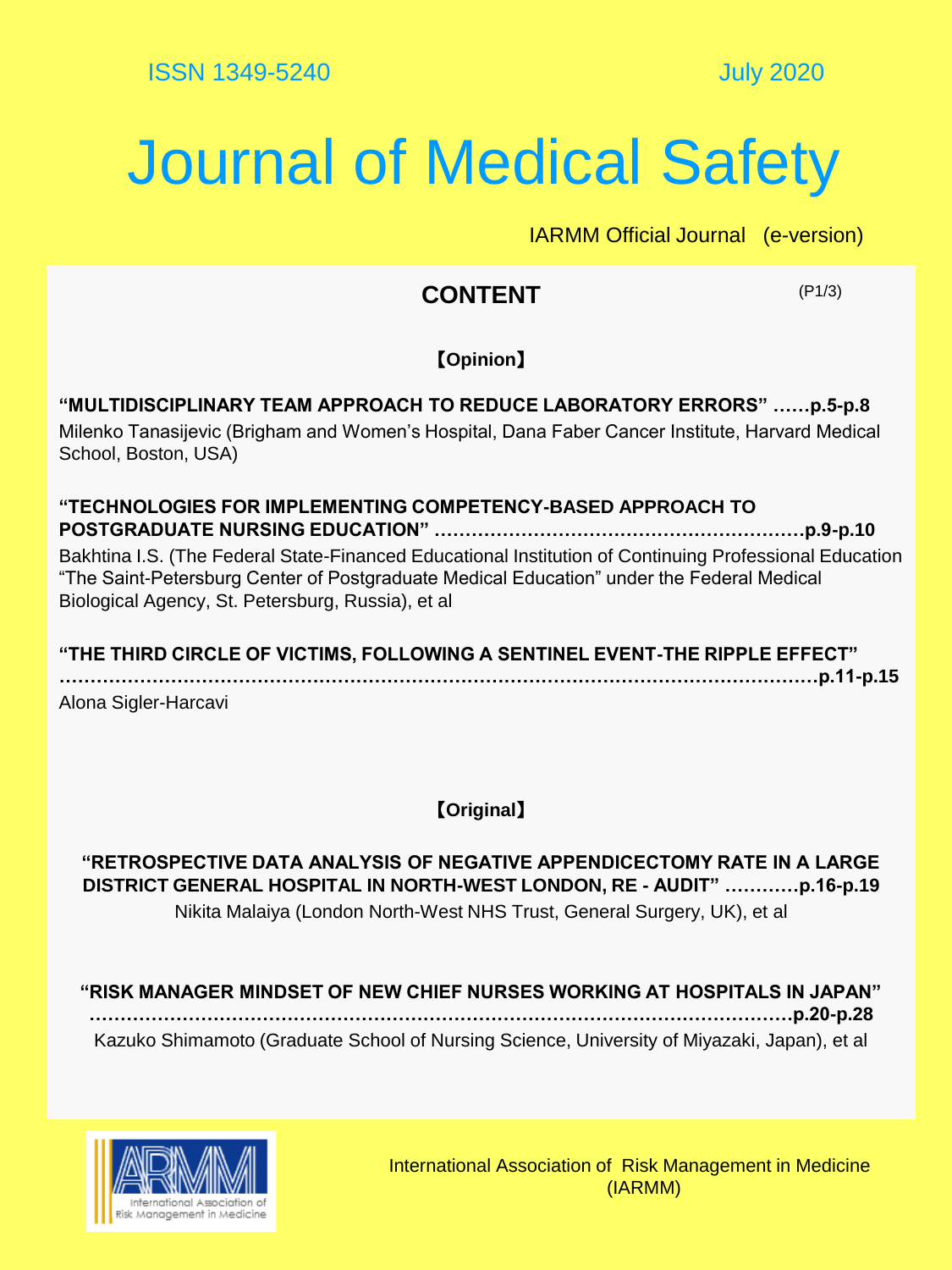ISSN 1349-5240 July 2020

# Journal of Medical Safety

IARMM Official Journal (e-version)

## CONTENT

(P1/3)

### 【Opinion】

**"MULTIDISCIPLINARY TEAM APPROACH TO REDUCE LABORATORY ERRORS" ……p.5-p.8**

Milenko Tanasijevic (Brigham and Women's Hospital, Dana Faber Cancer Institute, Harvard Medical School, Boston, USA)

**"TECHNOLOGIES FOR IMPLEMENTING COMPETENCY-BASED APPROACH TO POSTGRADUATE NURSING EDUCATION" ……………………………………………………p.9-p.10**

Bakhtina I.S. (The Federal State-Financed Educational Institution of Continuing Professional Education "The Saint-Petersburg Center of Postgraduate Medical Education" under the Federal Medical Biological Agency, St. Petersburg, Russia), et al

**"THE THIRD CIRCLE OF VICTIMS, FOLLOWING A SENTINEL EVENT-THE RIPPLE EFFECT" ……………………………………………………………………………………………………p.11-p.15**

Alona Sigler-Harcavi

### 【Original】

**"RETROSPECTIVE DATA ANALYSIS OF NEGATIVE APPENDICECTOMY RATE IN A LARGE DISTRICT GENERAL HOSPITAL IN NORTH-WEST LONDON, RE - AUDIT" …………p.16-p.19**

Nikita Malaiya (London North-West NHS Trust, General Surgery, UK), et al

**"RISK MANAGER MINDSET OF NEW CHIEF NURSES WORKING AT HOSPITALS IN JAPAN" ……………………………………………………………………………………………p.20-p.28**

Kazuko Shimamoto (Graduate School of Nursing Science, University of Miyazaki, Japan), et al

IARMM International Association of Risk Management in Medicine

International Association of Risk Management in Medicine (IARMM)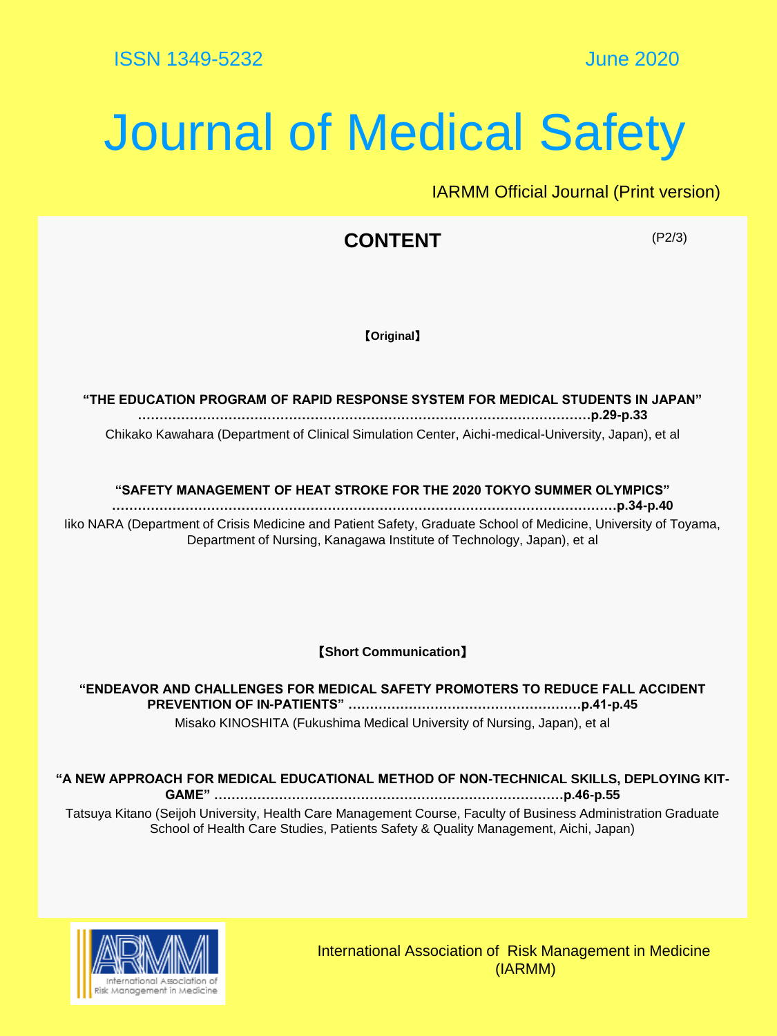ISSN 1349-5232 June 2020

# Journal of Medical Safety

IARMM Official Journal (Print version)

## CONTENT

(P2/3)

【Original】

**"THE EDUCATION PROGRAM OF RAPID RESPONSE SYSTEM FOR MEDICAL STUDENTS IN JAPAN" ……………………………………………………………………………………………p.29-p.33**

Chikako Kawahara (Department of Clinical Simulation Center, Aichi-medical-University, Japan), et al

**"SAFETY MANAGEMENT OF HEAT STROKE FOR THE 2020 TOKYO SUMMER OLYMPICS" ……………………………………………………………………………………………………p.34-p.40**

Iiko NARA (Department of Crisis Medicine and Patient Safety, Graduate School of Medicine, University of Toyama, Department of Nursing, Kanagawa Institute of Technology, Japan), et al

【Short Communication】

**"ENDEAVOR AND CHALLENGES FOR MEDICAL SAFETY PROMOTERS TO REDUCE FALL ACCIDENT PREVENTION OF IN-PATIENTS" ………………………………………………p.41-p.45**

Misako KINOSHITA (Fukushima Medical University of Nursing, Japan), et al

**"A NEW APPROACH FOR MEDICAL EDUCATIONAL METHOD OF NON-TECHNICAL SKILLS, DEPLOYING KIT-GAME" ………………………………………………………………………p.46-p.55**

Tatsuya Kitano (Seijoh University, Health Care Management Course, Faculty of Business Administration Graduate School of Health Care Studies, Patients Safety & Quality Management, Aichi, Japan)

International Association of Risk Management in Medicine (IARMM)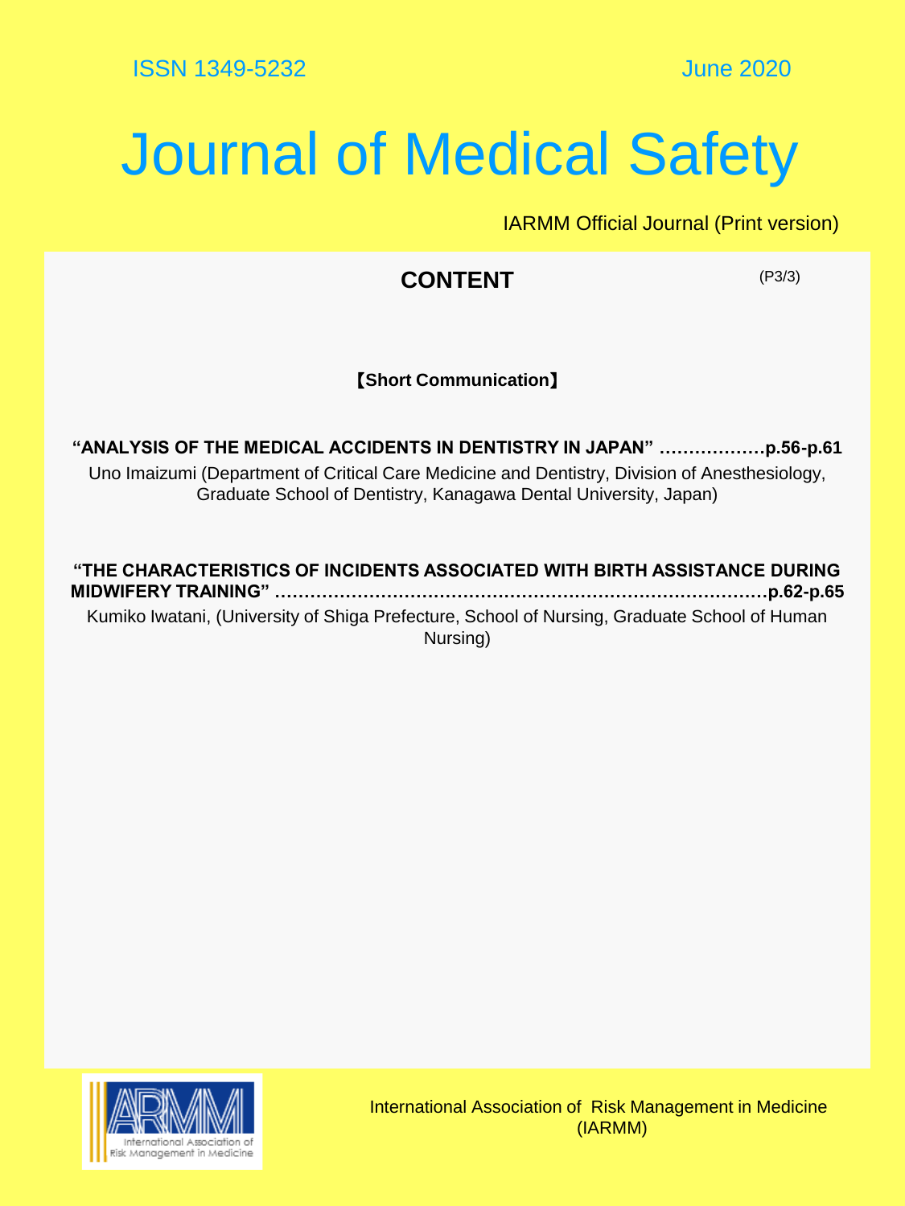ISSN 1349-5232 June 2020

# Journal of Medical Safety

IARMM Official Journal (Print version)

## CONTENT

(P3/3)

**【Short Communication】**

**"ANALYSIS OF THE MEDICAL ACCIDENTS IN DENTISTRY IN JAPAN" ………………p.56-p.61**

Uno Imaizumi (Department of Critical Care Medicine and Dentistry, Division of Anesthesiology, Graduate School of Dentistry, Kanagawa Dental University, Japan)

**"THE CHARACTERISTICS OF INCIDENTS ASSOCIATED WITH BIRTH ASSISTANCE DURING MIDWIFERY TRAINING" ……………………………………………………………………………p.62-p.65**

Kumiko Iwatani, (University of Shiga Prefecture, School of Nursing, Graduate School of Human Nursing)

International Association of Risk Management in Medicine (IARMM)